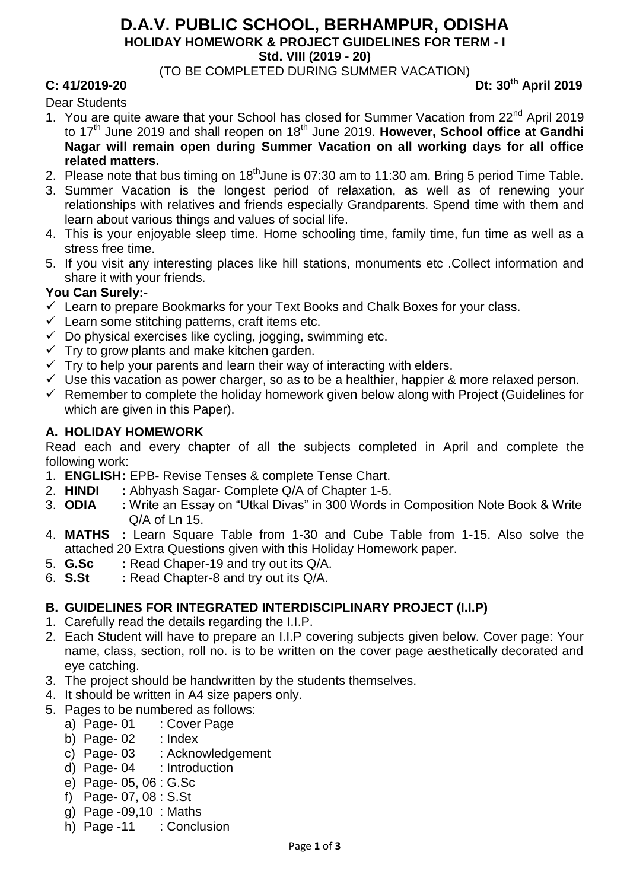# D.A.V. PUBLIC SCHOOL, BERHAMPUR, ODISHA

**HOLIDAY HOMEWORK & PROJECT GUIDELINES FOR TERM - I**

**Std. VIII (2019 - 20)**

(TO BE COMPLETED DURING SUMMER VACATION)

**C: 41/2019-20** **Dt: 30th April 2019**

Dear Students

1. You are quite aware that your School has closed for Summer Vacation from 22nd April 2019 to 17th June 2019 and shall reopen on 18th June 2019. **However, School office at Gandhi Nagar will remain open during Summer Vacation on all working days for all office related matters.**
2. Please note that bus timing on 18thJune is 07:30 am to 11:30 am. Bring 5 period Time Table.
3. Summer Vacation is the longest period of relaxation, as well as of renewing your relationships with relatives and friends especially Grandparents. Spend time with them and learn about various things and values of social life.
4. This is your enjoyable sleep time. Home schooling time, family time, fun time as well as a stress free time.
5. If you visit any interesting places like hill stations, monuments etc .Collect information and share it with your friends.

**You Can Surely:-**

- ✓ Learn to prepare Bookmarks for your Text Books and Chalk Boxes for your class.
- ✓ Learn some stitching patterns, craft items etc.
- ✓ Do physical exercises like cycling, jogging, swimming etc.
- ✓ Try to grow plants and make kitchen garden.
- ✓ Try to help your parents and learn their way of interacting with elders.
- ✓ Use this vacation as power charger, so as to be a healthier, happier & more relaxed person.
- ✓ Remember to complete the holiday homework given below along with Project (Guidelines for which are given in this Paper).

## A. HOLIDAY HOMEWORK

Read each and every chapter of all the subjects completed in April and complete the following work:

1. **ENGLISH:** EPB- Revise Tenses & complete Tense Chart.
2. **HINDI :** Abhyash Sagar- Complete Q/A of Chapter 1-5.
3. **ODIA :** Write an Essay on "Utkal Divas" in 300 Words in Composition Note Book & Write Q/A of Ln 15.
4. **MATHS :** Learn Square Table from 1-30 and Cube Table from 1-15. Also solve the attached 20 Extra Questions given with this Holiday Homework paper.
5. **G.Sc :** Read Chaper-19 and try out its Q/A.
6. **S.St :** Read Chapter-8 and try out its Q/A.

## B. GUIDELINES FOR INTEGRATED INTERDISCIPLINARY PROJECT (I.I.P)

1. Carefully read the details regarding the I.I.P.
2. Each Student will have to prepare an I.I.P covering subjects given below. Cover page: Your name, class, section, roll no. is to be written on the cover page aesthetically decorated and eye catching.
3. The project should be handwritten by the students themselves.
4. It should be written in A4 size papers only.
5. Pages to be numbered as follows:
   a) Page- 01 : Cover Page
   b) Page- 02 : Index
   c) Page- 03 : Acknowledgement
   d) Page- 04 : Introduction
   e) Page- 05, 06 : G.Sc
   f) Page- 07, 08 : S.St
   g) Page -09,10 : Maths
   h) Page -11 : Conclusion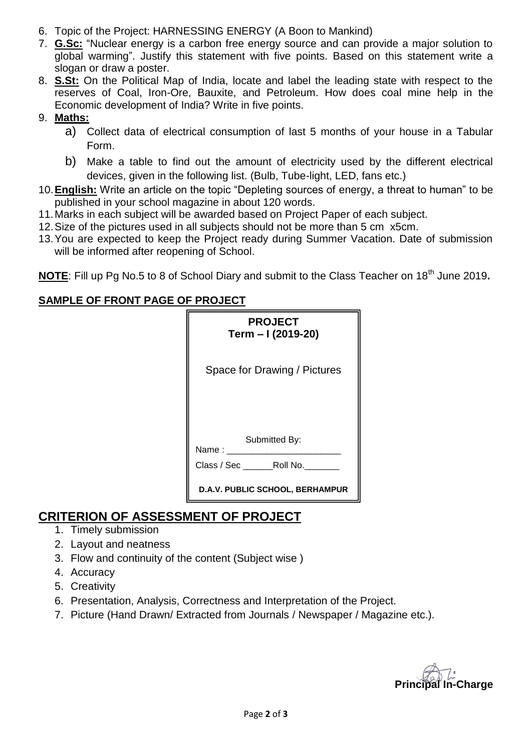6. Topic of the Project: HARNESSING ENERGY (A Boon to Mankind)
7. **G.Sc:** "Nuclear energy is a carbon free energy source and can provide a major solution to global warming". Justify this statement with five points. Based on this statement write a slogan or draw a poster.
8. **S.St:** On the Political Map of India, locate and label the leading state with respect to the reserves of Coal, Iron-Ore, Bauxite, and Petroleum. How does coal mine help in the Economic development of India? Write in five points.
9. **Maths:**
   a) Collect data of electrical consumption of last 5 months of your house in a Tabular Form.
   b) Make a table to find out the amount of electricity used by the different electrical devices, given in the following list. (Bulb, Tube-light, LED, fans etc.)
10. **English:** Write an article on the topic "Depleting sources of energy, a threat to human" to be published in your school magazine in about 120 words.
11. Marks in each subject will be awarded based on Project Paper of each subject.
12. Size of the pictures used in all subjects should not be more than 5 cm x5cm.
13. You are expected to keep the Project ready during Summer Vacation. Date of submission will be informed after reopening of School.

**NOTE**: Fill up Pg No.5 to 8 of School Diary and submit to the Class Teacher on 18th June 2019**.**

**SAMPLE OF FRONT PAGE OF PROJECT**

**PROJECT**
**Term – I (2019-20)**

Space for Drawing / Pictures

Submitted By:

Name : ________________________

Class / Sec ______Roll No._______

**D.A.V. PUBLIC SCHOOL, BERHAMPUR**

## CRITERION OF ASSESSMENT OF PROJECT

1. Timely submission
2. Layout and neatness
3. Flow and continuity of the content (Subject wise )
4. Accuracy
5. Creativity
6. Presentation, Analysis, Correctness and Interpretation of the Project.
7. Picture (Hand Drawn/ Extracted from Journals / Newspaper / Magazine etc.).

**Principal In-Charge**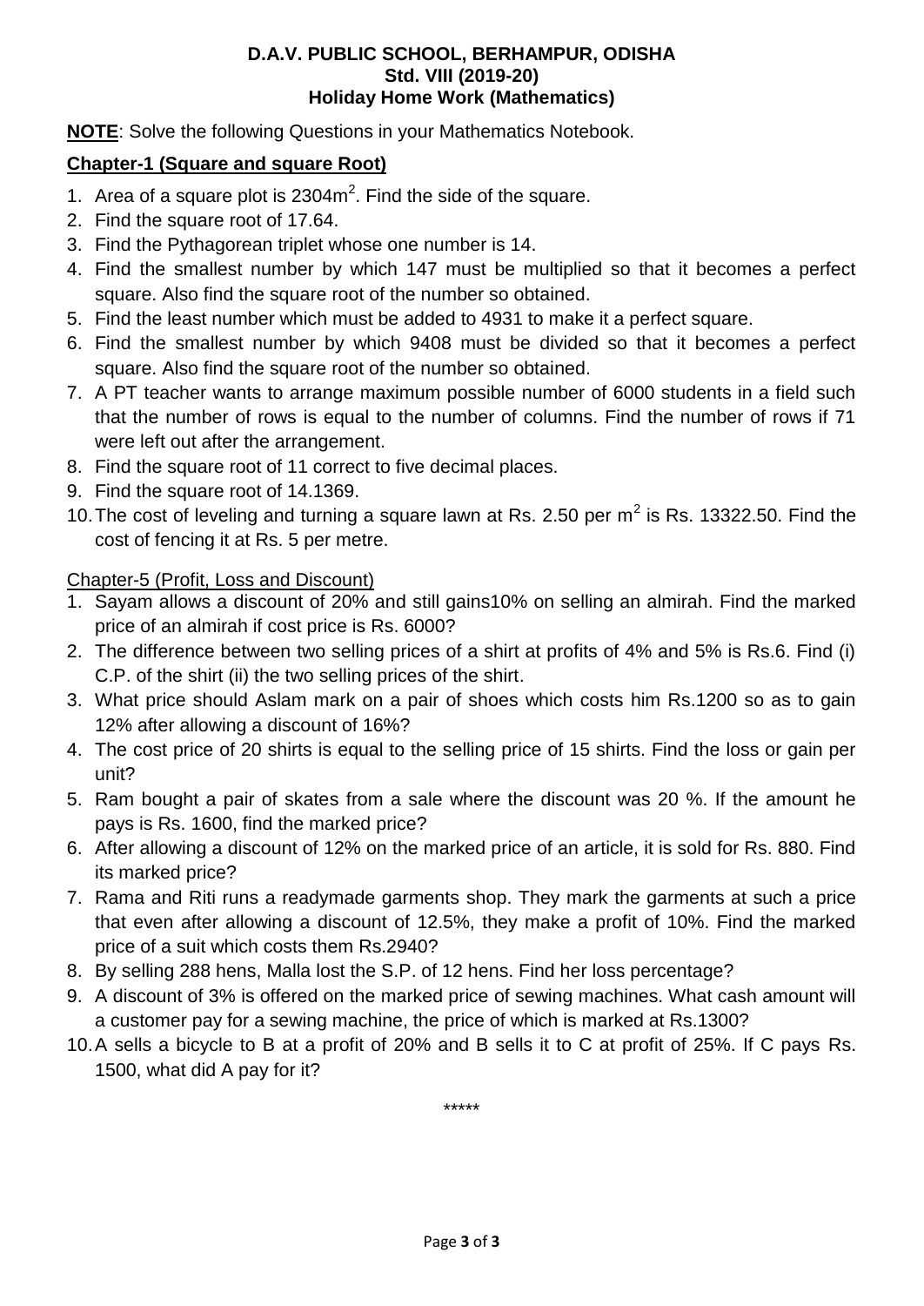**D.A.V. PUBLIC SCHOOL, BERHAMPUR, ODISHA**
**Std. VIII (2019-20)**
**Holiday Home Work (Mathematics)**

**NOTE**: Solve the following Questions in your Mathematics Notebook.

## Chapter-1 (Square and square Root)

1. Area of a square plot is $2304m^2$. Find the side of the square.
2. Find the square root of 17.64.
3. Find the Pythagorean triplet whose one number is 14.
4. Find the smallest number by which 147 must be multiplied so that it becomes a perfect square. Also find the square root of the number so obtained.
5. Find the least number which must be added to 4931 to make it a perfect square.
6. Find the smallest number by which 9408 must be divided so that it becomes a perfect square. Also find the square root of the number so obtained.
7. A PT teacher wants to arrange maximum possible number of 6000 students in a field such that the number of rows is equal to the number of columns. Find the number of rows if 71 were left out after the arrangement.
8. Find the square root of 11 correct to five decimal places.
9. Find the square root of 14.1369.
10. The cost of leveling and turning a square lawn at Rs. 2.50 per $m^2$ is Rs. 13322.50. Find the cost of fencing it at Rs. 5 per metre.

## Chapter-5 (Profit, Loss and Discount)

1. Sayam allows a discount of 20% and still gains10% on selling an almirah. Find the marked price of an almirah if cost price is Rs. 6000?
2. The difference between two selling prices of a shirt at profits of 4% and 5% is Rs.6. Find (i) C.P. of the shirt (ii) the two selling prices of the shirt.
3. What price should Aslam mark on a pair of shoes which costs him Rs.1200 so as to gain 12% after allowing a discount of 16%?
4. The cost price of 20 shirts is equal to the selling price of 15 shirts. Find the loss or gain per unit?
5. Ram bought a pair of skates from a sale where the discount was 20 %. If the amount he pays is Rs. 1600, find the marked price?
6. After allowing a discount of 12% on the marked price of an article, it is sold for Rs. 880. Find its marked price?
7. Rama and Riti runs a readymade garments shop. They mark the garments at such a price that even after allowing a discount of 12.5%, they make a profit of 10%. Find the marked price of a suit which costs them Rs.2940?
8. By selling 288 hens, Malla lost the S.P. of 12 hens. Find her loss percentage?
9. A discount of 3% is offered on the marked price of sewing machines. What cash amount will a customer pay for a sewing machine, the price of which is marked at Rs.1300?
10. A sells a bicycle to B at a profit of 20% and B sells it to C at profit of 25%. If C pays Rs. 1500, what did A pay for it?

*****